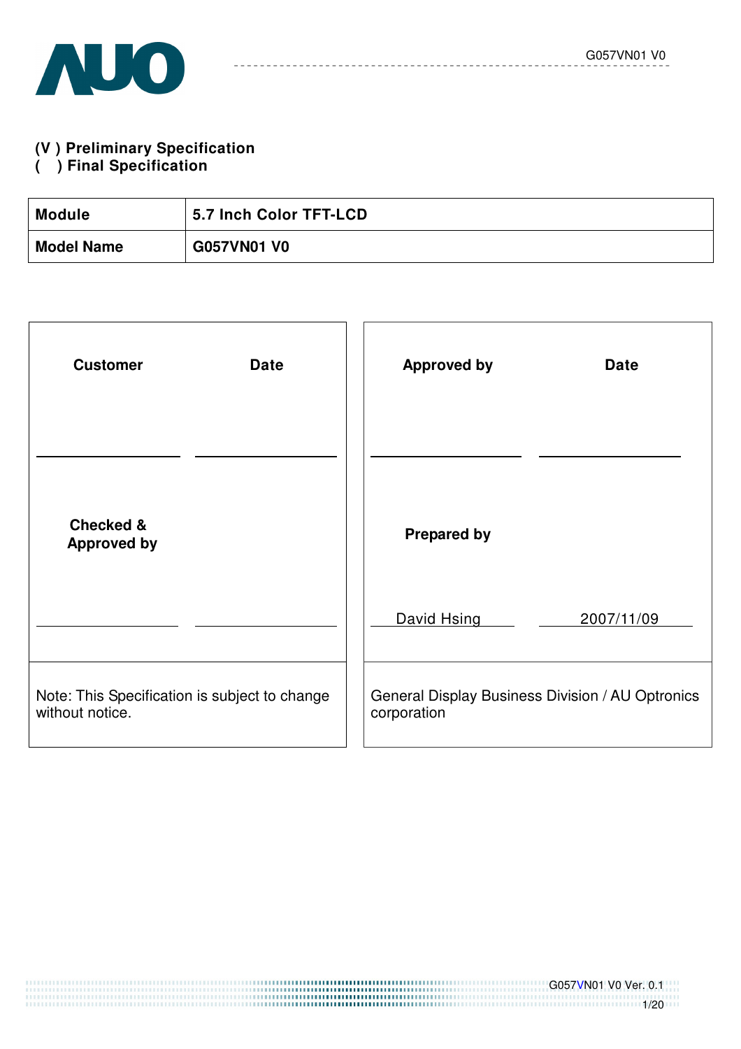**(V ) Preliminary Specification**
**(   ) Final Specification**

| **Module** | **5.7 Inch Color TFT-LCD** |
|---|---|
| **Model Name** | **G057VN01 V0** |

| **Customer** | **Date** | **Approved by** | **Date** |
|---|---|---|---|
| | | | |
| **Checked & Approved by** | | **Prepared by** | |
| | | David Hsing | 2007/11/09 |
| Note: This Specification is subject to change without notice. | | General Display Business Division / AU Optronics corporation | |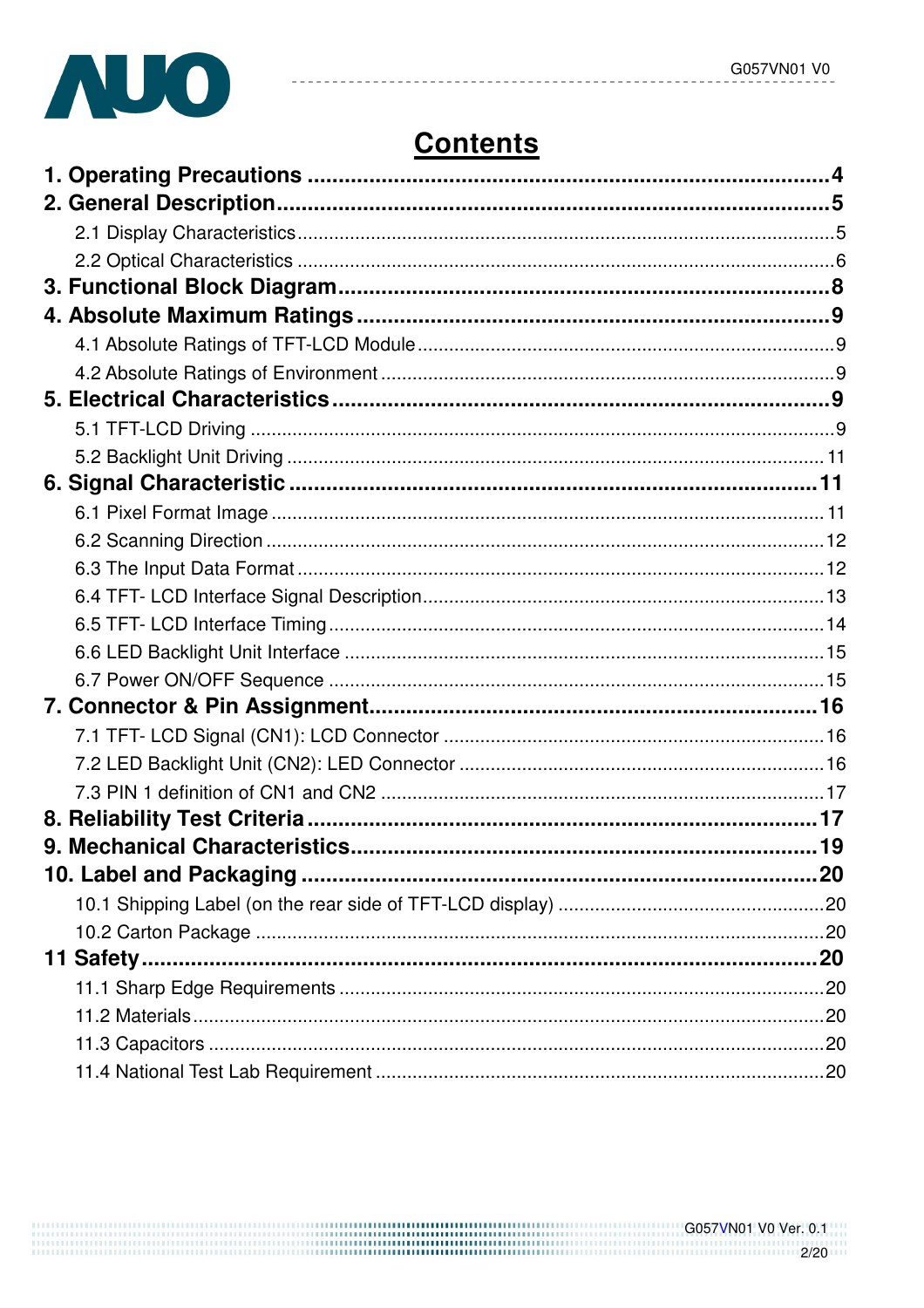# Contents

**1. Operating Precautions ..................................................................................4**

**2. General Description.......................................................................................5**

2.1 Display Characteristics.....................................................................................5

2.2 Optical Characteristics .....................................................................................6

**3. Functional Block Diagram..............................................................................8**

**4. Absolute Maximum Ratings...........................................................................9**

4.1 Absolute Ratings of TFT-LCD Module..............................................................9

4.2 Absolute Ratings of Environment .....................................................................9

**5. Electrical Characteristics...............................................................................9**

5.1 TFT-LCD Driving .............................................................................................9

5.2 Backlight Unit Driving ......................................................................................11

**6. Signal Characteristic ....................................................................................11**

6.1 Pixel Format Image .........................................................................................11

6.2 Scanning Direction ..........................................................................................12

6.3 The Input Data Format ....................................................................................12

6.4 TFT- LCD Interface Signal Description............................................................13

6.5 TFT- LCD Interface Timing .............................................................................14

6.6 LED Backlight Unit Interface ...........................................................................15

6.7 Power ON/OFF Sequence ..............................................................................15

**7. Connector & Pin Assignment.......................................................................16**

7.1 TFT- LCD Signal (CN1): LCD Connector ........................................................16

7.2 LED Backlight Unit (CN2): LED Connector .....................................................16

7.3 PIN 1 definition of CN1 and CN2 ....................................................................17

**8. Reliability Test Criteria .................................................................................17**

**9. Mechanical Characteristics..........................................................................19**

**10. Label and Packaging ...................................................................................20**

10.1 Shipping Label (on the rear side of TFT-LCD display) ..................................20

10.2 Carton Package ............................................................................................20

**11 Safety...........................................................................................................20**

11.1 Sharp Edge Requirements ............................................................................20

11.2 Materials........................................................................................................20

11.3 Capacitors .....................................................................................................20

11.4 National Test Lab Requirement .....................................................................20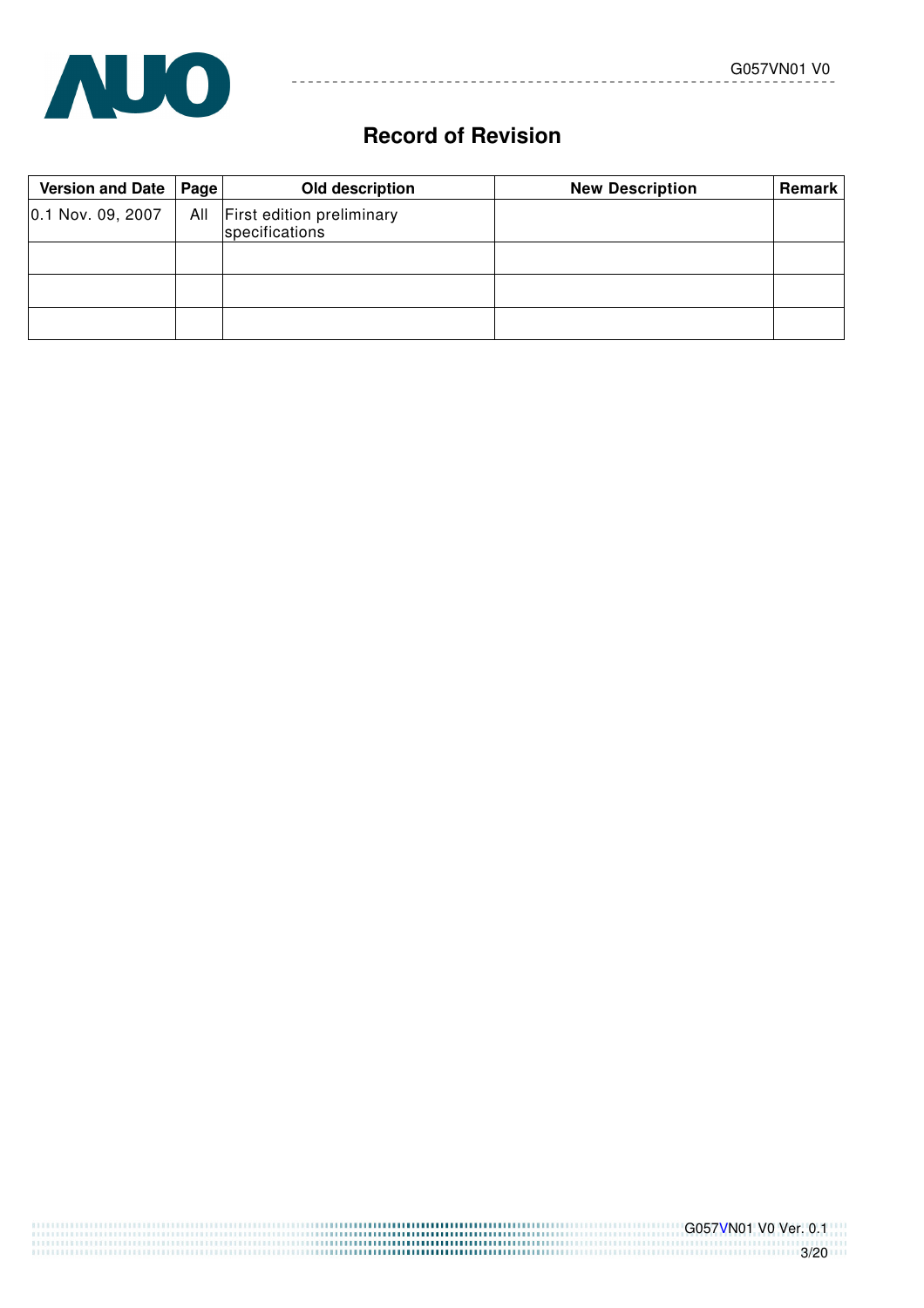# Record of Revision

| Version and Date | Page | Old description | New Description | Remark |
|---|---|---|---|---|
| 0.1 Nov. 09, 2007 | All | First edition preliminary specifications | | |
| | | | | |
| | | | | |
| | | | | |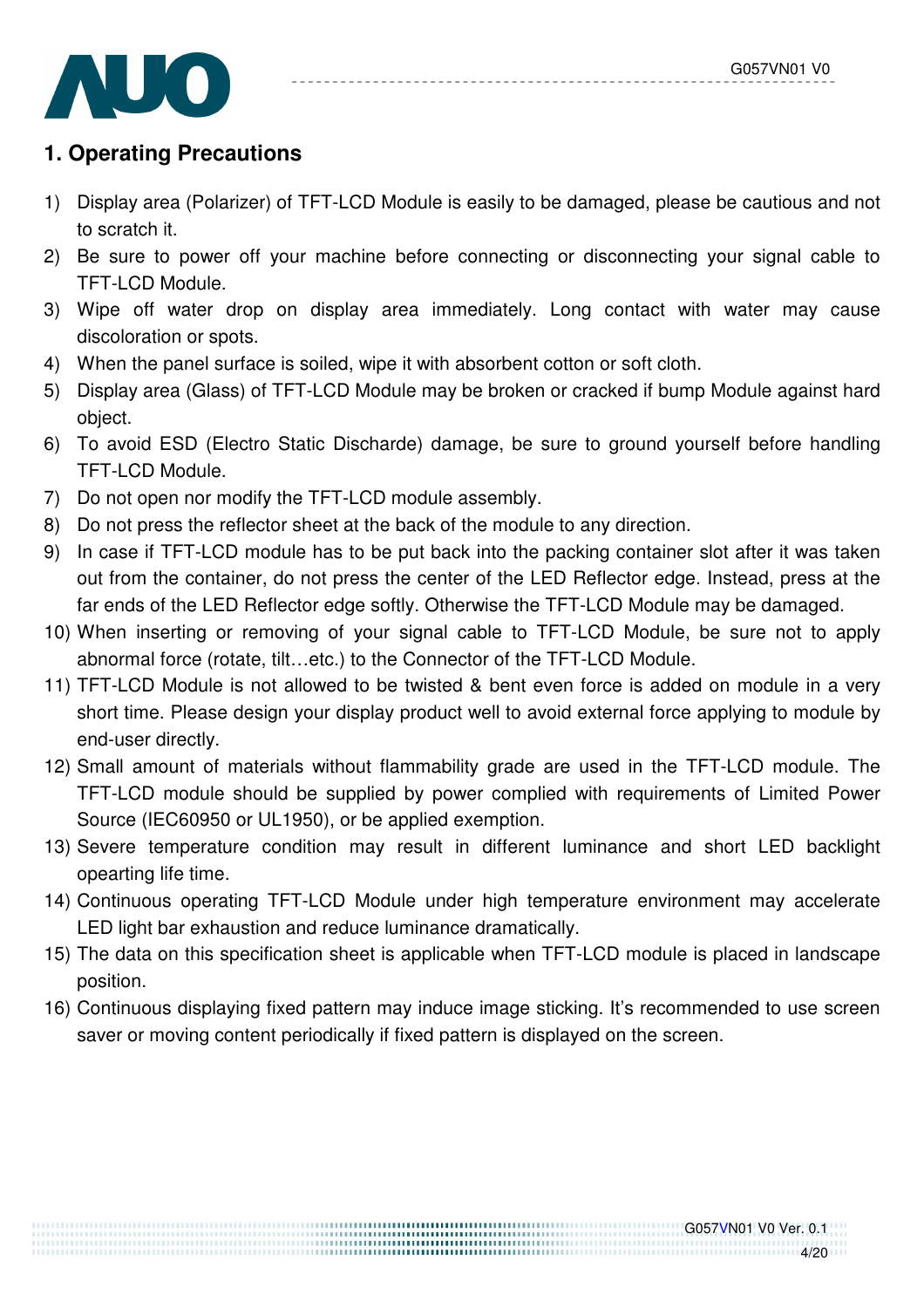# 1. Operating Precautions

1) Display area (Polarizer) of TFT-LCD Module is easily to be damaged, please be cautious and not to scratch it.
2) Be sure to power off your machine before connecting or disconnecting your signal cable to TFT-LCD Module.
3) Wipe off water drop on display area immediately. Long contact with water may cause discoloration or spots.
4) When the panel surface is soiled, wipe it with absorbent cotton or soft cloth.
5) Display area (Glass) of TFT-LCD Module may be broken or cracked if bump Module against hard object.
6) To avoid ESD (Electro Static Discharde) damage, be sure to ground yourself before handling TFT-LCD Module.
7) Do not open nor modify the TFT-LCD module assembly.
8) Do not press the reflector sheet at the back of the module to any direction.
9) In case if TFT-LCD module has to be put back into the packing container slot after it was taken out from the container, do not press the center of the LED Reflector edge. Instead, press at the far ends of the LED Reflector edge softly. Otherwise the TFT-LCD Module may be damaged.
10) When inserting or removing of your signal cable to TFT-LCD Module, be sure not to apply abnormal force (rotate, tilt…etc.) to the Connector of the TFT-LCD Module.
11) TFT-LCD Module is not allowed to be twisted & bent even force is added on module in a very short time. Please design your display product well to avoid external force applying to module by end-user directly.
12) Small amount of materials without flammability grade are used in the TFT-LCD module. The TFT-LCD module should be supplied by power complied with requirements of Limited Power Source (IEC60950 or UL1950), or be applied exemption.
13) Severe temperature condition may result in different luminance and short LED backlight opearting life time.
14) Continuous operating TFT-LCD Module under high temperature environment may accelerate LED light bar exhaustion and reduce luminance dramatically.
15) The data on this specification sheet is applicable when TFT-LCD module is placed in landscape position.
16) Continuous displaying fixed pattern may induce image sticking. It's recommended to use screen saver or moving content periodically if fixed pattern is displayed on the screen.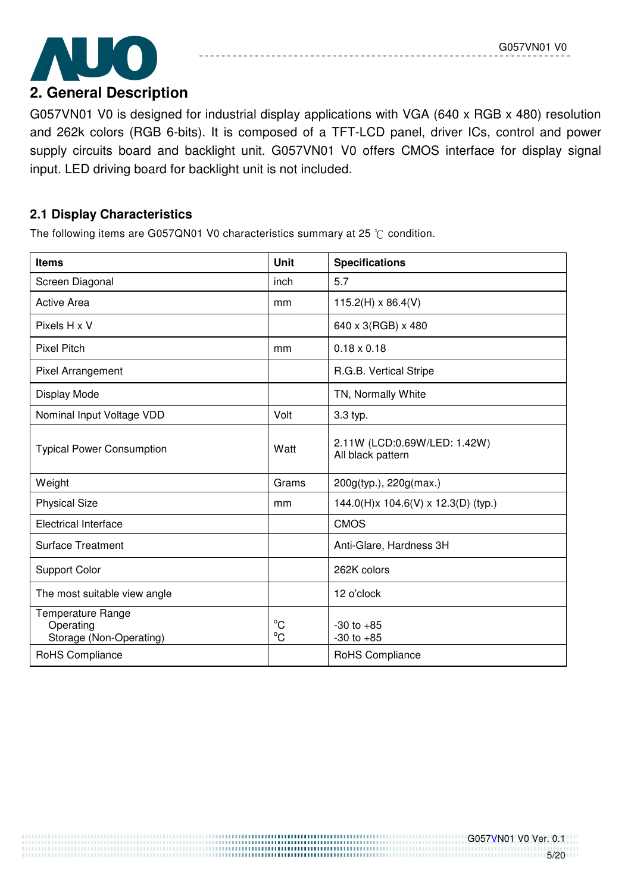## 2. General Description

G057VN01 V0 is designed for industrial display applications with VGA (640 x RGB x 480) resolution and 262k colors (RGB 6-bits). It is composed of a TFT-LCD panel, driver ICs, control and power supply circuits board and backlight unit. G057VN01 V0 offers CMOS interface for display signal input. LED driving board for backlight unit is not included.

### 2.1 Display Characteristics

The following items are G057QN01 V0 characteristics summary at 25 ℃ condition.

| Items | Unit | Specifications |
|---|---|---|
| Screen Diagonal | inch | 5.7 |
| Active Area | mm | 115.2(H) x 86.4(V) |
| Pixels H x V | | 640 x 3(RGB) x 480 |
| Pixel Pitch | mm | 0.18 x 0.18 |
| Pixel Arrangement | | R.G.B. Vertical Stripe |
| Display Mode | | TN, Normally White |
| Nominal Input Voltage VDD | Volt | 3.3 typ. |
| Typical Power Consumption | Watt | 2.11W (LCD:0.69W/LED: 1.42W)<br>All black pattern |
| Weight | Grams | 200g(typ.), 220g(max.) |
| Physical Size | mm | 144.0(H)x 104.6(V) x 12.3(D) (typ.) |
| Electrical Interface | | CMOS |
| Surface Treatment | | Anti-Glare, Hardness 3H |
| Support Color | | 262K colors |
| The most suitable view angle | | 12 o'clock |
| Temperature Range<br>Operating<br>Storage (Non-Operating) | <br>°C<br>°C | <br>-30 to +85<br>-30 to +85 |
| RoHS Compliance | | RoHS Compliance |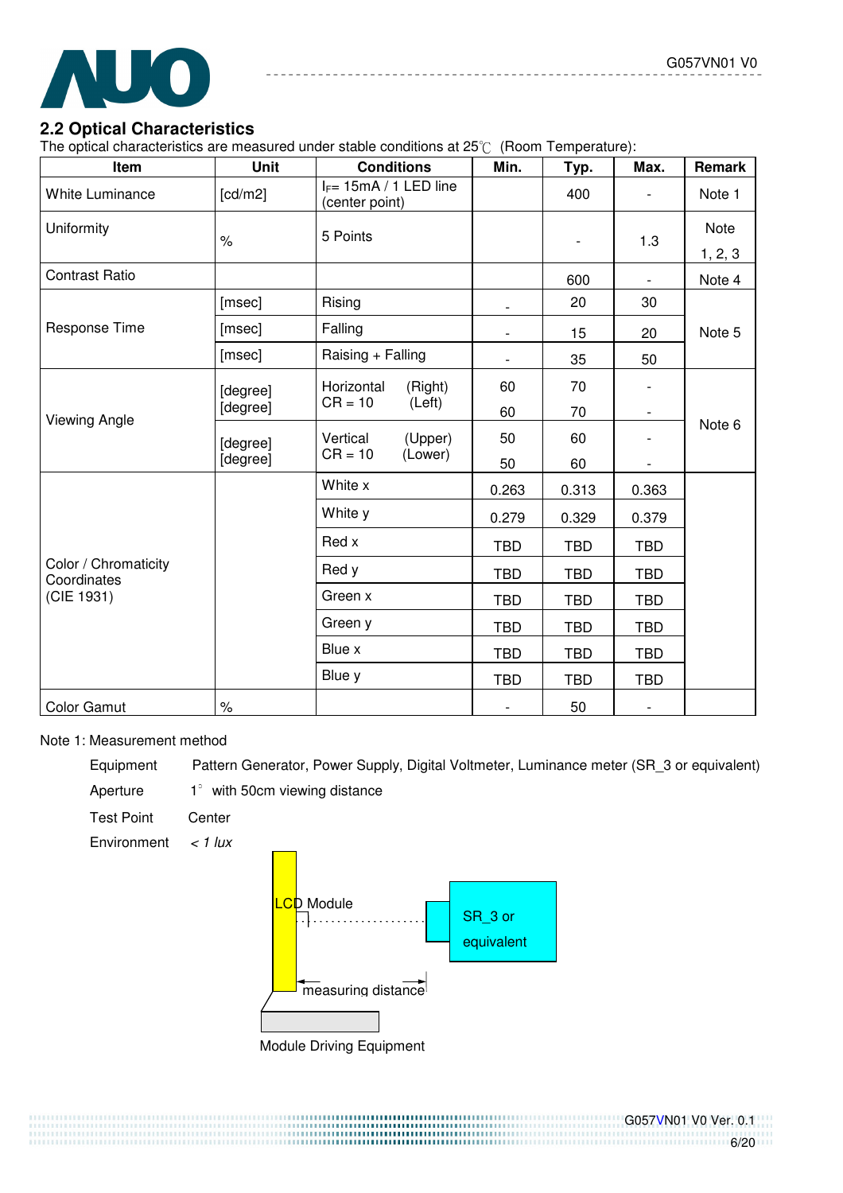## 2.2 Optical Characteristics

The optical characteristics are measured under stable conditions at 25℃ (Room Temperature):

| Item | Unit | Conditions | Min. | Typ. | Max. | Remark |
|---|---|---|---|---|---|---|
| White Luminance | [cd/m2] | $I_F$= 15mA / 1 LED line (center point) | | 400 | - | Note 1 |
| Uniformity | % | 5 Points | | - | 1.3 | Note 1, 2, 3 |
| Contrast Ratio | | | | 600 | - | Note 4 |
| Response Time | [msec] | Rising | - | 20 | 30 | Note 5 |
| | [msec] | Falling | - | 15 | 20 | |
| | [msec] | Raising + Falling | - | 35 | 50 | |
| Viewing Angle | [degree] | Horizontal CR = 10 (Right) | 60 | 70 | - | Note 6 |
| | [degree] | Horizontal CR = 10 (Left) | 60 | 70 | - | |
| | [degree] | Vertical CR = 10 (Upper) | 50 | 60 | - | |
| | [degree] | Vertical CR = 10 (Lower) | 50 | 60 | - | |
| Color / Chromaticity Coordinates (CIE 1931) | | White x | 0.263 | 0.313 | 0.363 | |
| | | White y | 0.279 | 0.329 | 0.379 | |
| | | Red x | TBD | TBD | TBD | |
| | | Red y | TBD | TBD | TBD | |
| | | Green x | TBD | TBD | TBD | |
| | | Green y | TBD | TBD | TBD | |
| | | Blue x | TBD | TBD | TBD | |
| | | Blue y | TBD | TBD | TBD | |
| Color Gamut | % | | - | 50 | - | |

Note 1: Measurement method

| | |
|---|---|
| Equipment | Pattern Generator, Power Supply, Digital Voltmeter, Luminance meter (SR_3 or equivalent) |
| Aperture | 1° with 50cm viewing distance |
| Test Point | Center |
| Environment | *< 1 lux* |

LCD Module

SR_3 or equivalent

measuring distance

Module Driving Equipment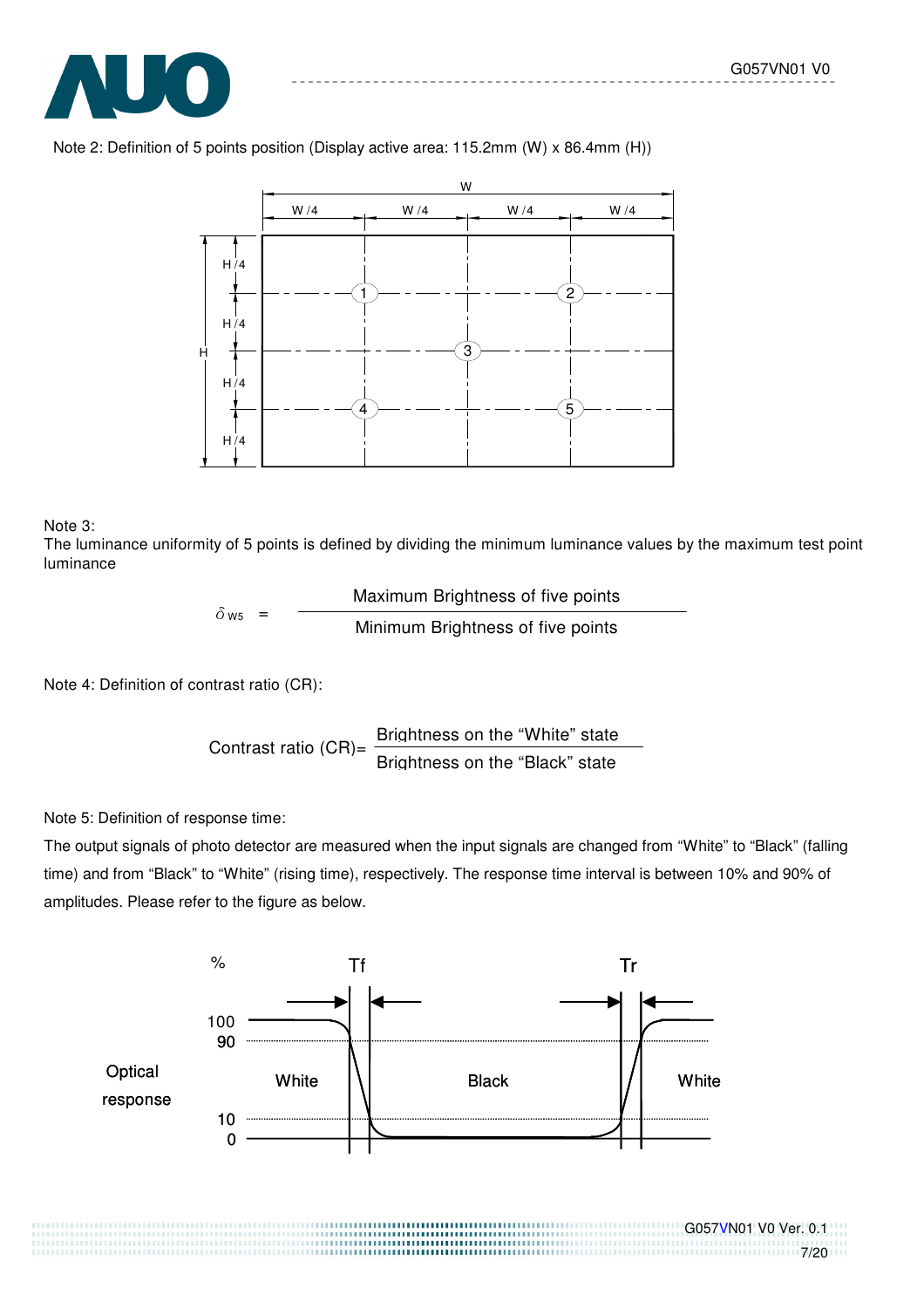Note 2: Definition of 5 points position (Display active area: 115.2mm (W) x 86.4mm (H))

Note 3:
The luminance uniformity of 5 points is defined by dividing the minimum luminance values by the maximum test point luminance

$$\delta_{W5} = \frac{\text{Maximum Brightness of five points}}{\text{Minimum Brightness of five points}}$$

Note 4: Definition of contrast ratio (CR):

$$\text{Contrast ratio (CR)} = \frac{\text{Brightness on the "White" state}}{\text{Brightness on the "Black" state}}$$

Note 5: Definition of response time:

The output signals of photo detector are measured when the input signals are changed from “White” to “Black” (falling time) and from “Black” to “White” (rising time), respectively. The response time interval is between 10% and 90% of amplitudes. Please refer to the figure as below.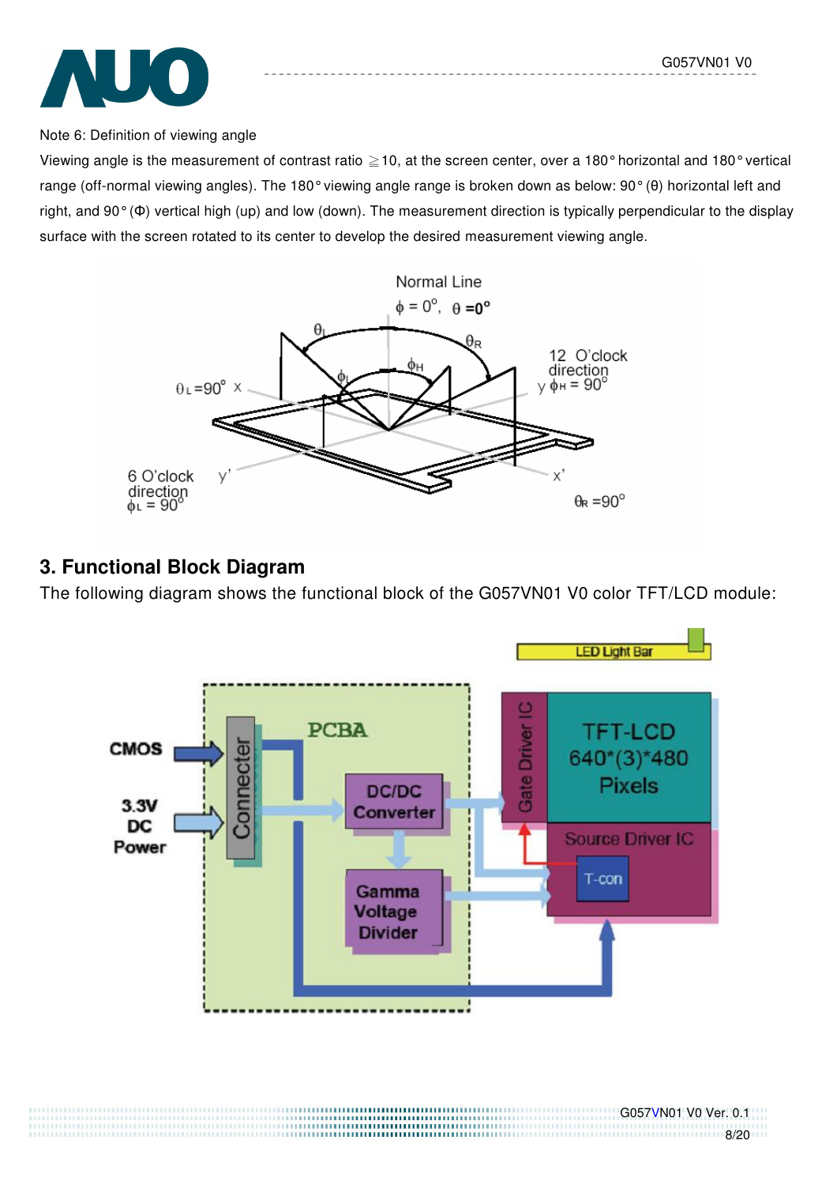Note 6: Definition of viewing angle

Viewing angle is the measurement of contrast ratio ≧10, at the screen center, over a 180° horizontal and 180° vertical range (off-normal viewing angles). The 180° viewing angle range is broken down as below: 90° (θ) horizontal left and right, and 90° (Φ) vertical high (up) and low (down). The measurement direction is typically perpendicular to the display surface with the screen rotated to its center to develop the desired measurement viewing angle.

## 3. Functional Block Diagram

The following diagram shows the functional block of the G057VN01 V0 color TFT/LCD module: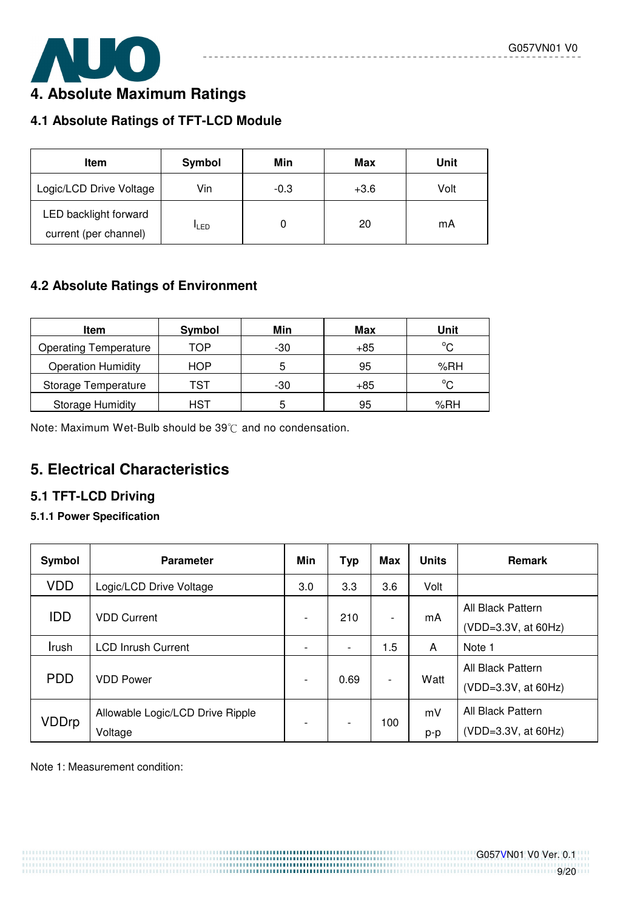# 4. Absolute Maximum Ratings

## 4.1 Absolute Ratings of TFT-LCD Module

| Item | Symbol | Min | Max | Unit |
|---|---|---|---|---|
| Logic/LCD Drive Voltage | Vin | -0.3 | +3.6 | Volt |
| LED backlight forward current (per channel) | $I_{LED}$ | 0 | 20 | mA |

## 4.2 Absolute Ratings of Environment

| Item | Symbol | Min | Max | Unit |
|---|---|---|---|---|
| Operating Temperature | TOP | -30 | +85 | °C |
| Operation Humidity | HOP | 5 | 95 | %RH |
| Storage Temperature | TST | -30 | +85 | °C |
| Storage Humidity | HST | 5 | 95 | %RH |

Note: Maximum Wet-Bulb should be 39℃ and no condensation.

# 5. Electrical Characteristics

## 5.1 TFT-LCD Driving

### 5.1.1 Power Specification

| Symbol | Parameter | Min | Typ | Max | Units | Remark |
|---|---|---|---|---|---|---|
| VDD | Logic/LCD Drive Voltage | 3.0 | 3.3 | 3.6 | Volt | |
| IDD | VDD Current | - | 210 | - | mA | All Black Pattern (VDD=3.3V, at 60Hz) |
| Irush | LCD Inrush Current | - | - | 1.5 | A | Note 1 |
| PDD | VDD Power | - | 0.69 | - | Watt | All Black Pattern (VDD=3.3V, at 60Hz) |
| VDDrp | Allowable Logic/LCD Drive Ripple Voltage | - | - | 100 | mV p-p | All Black Pattern (VDD=3.3V, at 60Hz) |

Note 1: Measurement condition: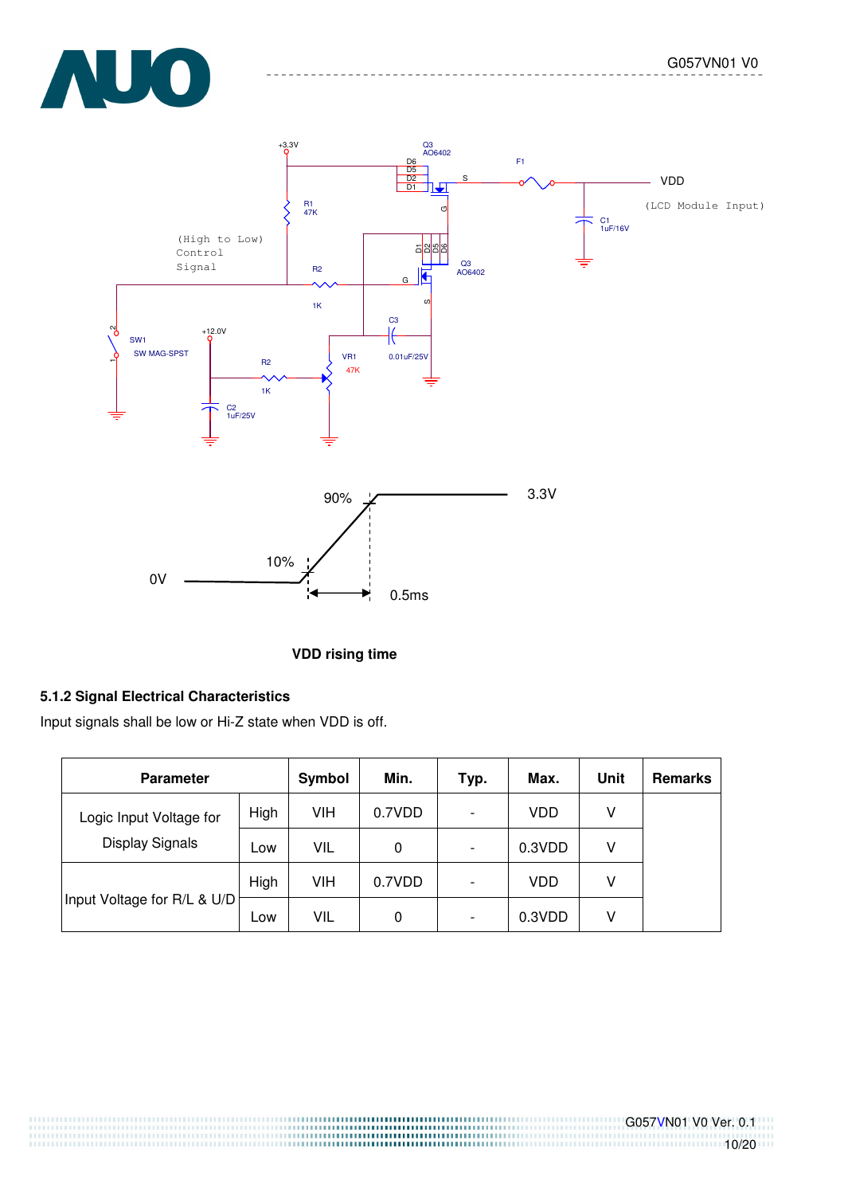VDD rising time

### 5.1.2 Signal Electrical Characteristics

Input signals shall be low or Hi-Z state when VDD is off.

| Parameter | | Symbol | Min. | Typ. | Max. | Unit | Remarks |
|---|---|---|---|---|---|---|---|
| Logic Input Voltage for Display Signals | High | VIH | 0.7VDD | - | VDD | V | |
| | Low | VIL | 0 | - | 0.3VDD | V | |
| Input Voltage for R/L & U/D | High | VIH | 0.7VDD | - | VDD | V | |
| | Low | VIL | 0 | - | 0.3VDD | V | |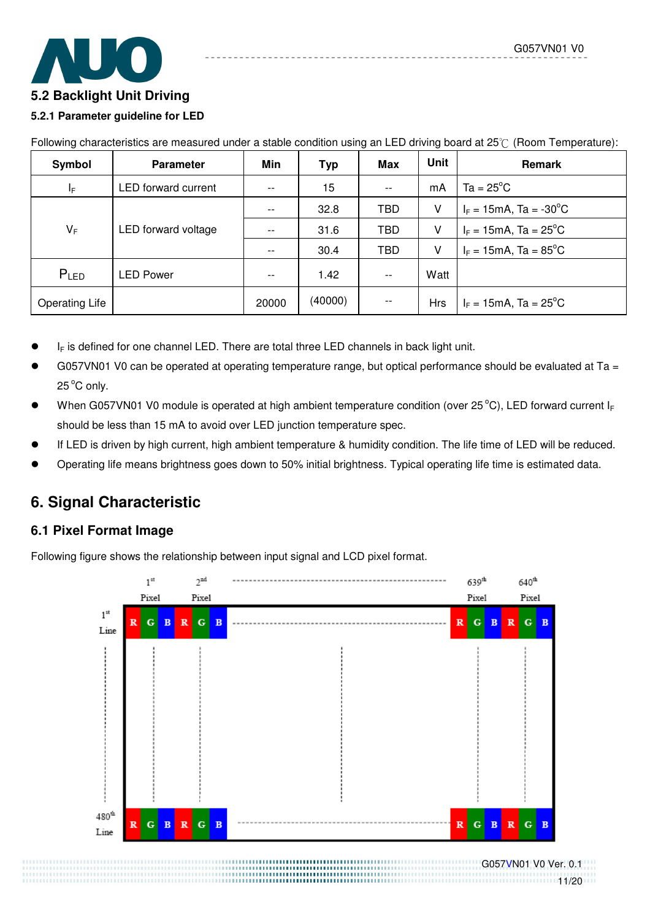## 5.2 Backlight Unit Driving

### 5.2.1 Parameter guideline for LED

Following characteristics are measured under a stable condition using an LED driving board at 25℃ (Room Temperature):

| Symbol | Parameter | Min | Typ | Max | Unit | Remark |
|---|---|---|---|---|---|---|
| $I_F$ | LED forward current | -- | 15 | -- | mA | Ta = 25°C |
| $V_F$ | LED forward voltage | -- | 32.8 | TBD | V | $I_F$ = 15mA, Ta = -30°C |
| | | -- | 31.6 | TBD | V | $I_F$ = 15mA, Ta = 25°C |
| | | -- | 30.4 | TBD | V | $I_F$ = 15mA, Ta = 85°C |
| $P_{LED}$ | LED Power | -- | 1.42 | -- | Watt | |
| Operating Life | | 20000 | (40000) | -- | Hrs | $I_F$ = 15mA, Ta = 25°C |

- $I_F$ is defined for one channel LED. There are total three LED channels in back light unit.
- G057VN01 V0 can be operated at operating temperature range, but optical performance should be evaluated at Ta = 25°C only.
- When G057VN01 V0 module is operated at high ambient temperature condition (over 25°C), LED forward current $I_F$ should be less than 15 mA to avoid over LED junction temperature spec.
- If LED is driven by high current, high ambient temperature & humidity condition. The life time of LED will be reduced.
- Operating life means brightness goes down to 50% initial brightness. Typical operating life time is estimated data.

# 6. Signal Characteristic

## 6.1 Pixel Format Image

Following figure shows the relationship between input signal and LCD pixel format.

1st Pixel 2nd Pixel 639th Pixel 640th Pixel

1st Line: R G B R G B ... R G B R G B

480th Line: R G B R G B ... R G B R G B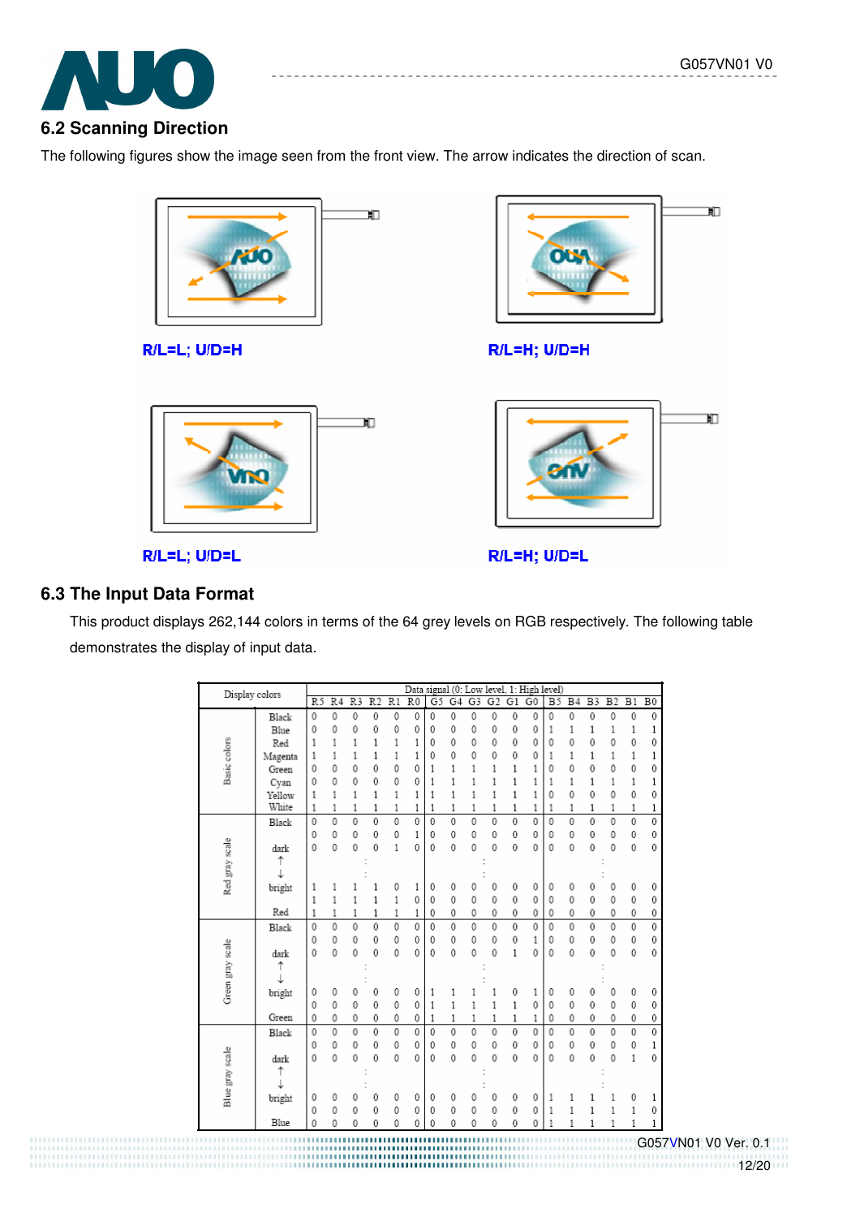## 6.2 Scanning Direction

The following figures show the image seen from the front view. The arrow indicates the direction of scan.

R/L=L; U/D=H

R/L=H; U/D=H

R/L=L; U/D=L

R/L=H; U/D=L

## 6.3 The Input Data Format

This product displays 262,144 colors in terms of the 64 grey levels on RGB respectively. The following table demonstrates the display of input data.

| Display colors | | Data signal (0: Low level, 1: High level) | | | | | | | | | | | | | | | | | |
|---|---|---|---|---|---|---|---|---|---|---|---|---|---|---|---|---|---|---|---|
| | | R5 | R4 | R3 | R2 | R1 | R0 | G5 | G4 | G3 | G2 | G1 | G0 | B5 | B4 | B3 | B2 | B1 | B0 |
| Basic colors | Black | 0 | 0 | 0 | 0 | 0 | 0 | 0 | 0 | 0 | 0 | 0 | 0 | 0 | 0 | 0 | 0 | 0 | 0 |
| | Blue | 0 | 0 | 0 | 0 | 0 | 0 | 0 | 0 | 0 | 0 | 0 | 0 | 1 | 1 | 1 | 1 | 1 | 1 |
| | Red | 1 | 1 | 1 | 1 | 1 | 1 | 0 | 0 | 0 | 0 | 0 | 0 | 0 | 0 | 0 | 0 | 0 | 0 |
| | Magenta | 1 | 1 | 1 | 1 | 1 | 1 | 0 | 0 | 0 | 0 | 0 | 0 | 1 | 1 | 1 | 1 | 1 | 1 |
| | Green | 0 | 0 | 0 | 0 | 0 | 0 | 1 | 1 | 1 | 1 | 1 | 1 | 0 | 0 | 0 | 0 | 0 | 0 |
| | Cyan | 0 | 0 | 0 | 0 | 0 | 0 | 1 | 1 | 1 | 1 | 1 | 1 | 1 | 1 | 1 | 1 | 1 | 1 |
| | Yellow | 1 | 1 | 1 | 1 | 1 | 1 | 1 | 1 | 1 | 1 | 1 | 1 | 0 | 0 | 0 | 0 | 0 | 0 |
| | White | 1 | 1 | 1 | 1 | 1 | 1 | 1 | 1 | 1 | 1 | 1 | 1 | 1 | 1 | 1 | 1 | 1 | 1 |
| Red gray scale | Black | 0 | 0 | 0 | 0 | 0 | 0 | 0 | 0 | 0 | 0 | 0 | 0 | 0 | 0 | 0 | 0 | 0 | 0 |
| | | 0 | 0 | 0 | 0 | 0 | 1 | 0 | 0 | 0 | 0 | 0 | 0 | 0 | 0 | 0 | 0 | 0 | 0 |
| | dark | 0 | 0 | 0 | 0 | 1 | 0 | 0 | 0 | 0 | 0 | 0 | 0 | 0 | 0 | 0 | 0 | 0 | 0 |
| | ↑ | | | | : | | | | | | : | | | | | | : | | |
| | ↓ | | | | : | | | | | | : | | | | | | : | | |
| | bright | 1 | 1 | 1 | 1 | 0 | 1 | 0 | 0 | 0 | 0 | 0 | 0 | 0 | 0 | 0 | 0 | 0 | 0 |
| | | 1 | 1 | 1 | 1 | 1 | 0 | 0 | 0 | 0 | 0 | 0 | 0 | 0 | 0 | 0 | 0 | 0 | 0 |
| | Red | 1 | 1 | 1 | 1 | 1 | 1 | 0 | 0 | 0 | 0 | 0 | 0 | 0 | 0 | 0 | 0 | 0 | 0 |
| Green gray scale | Black | 0 | 0 | 0 | 0 | 0 | 0 | 0 | 0 | 0 | 0 | 0 | 0 | 0 | 0 | 0 | 0 | 0 | 0 |
| | | 0 | 0 | 0 | 0 | 0 | 0 | 0 | 0 | 0 | 0 | 0 | 1 | 0 | 0 | 0 | 0 | 0 | 0 |
| | dark | 0 | 0 | 0 | 0 | 0 | 0 | 0 | 0 | 0 | 0 | 1 | 0 | 0 | 0 | 0 | 0 | 0 | 0 |
| | ↑ | | | | : | | | | | | : | | | | | | : | | |
| | ↓ | | | | : | | | | | | : | | | | | | : | | |
| | bright | 0 | 0 | 0 | 0 | 0 | 0 | 1 | 1 | 1 | 1 | 0 | 1 | 0 | 0 | 0 | 0 | 0 | 0 |
| | | 0 | 0 | 0 | 0 | 0 | 0 | 1 | 1 | 1 | 1 | 1 | 0 | 0 | 0 | 0 | 0 | 0 | 0 |
| | Green | 0 | 0 | 0 | 0 | 0 | 0 | 1 | 1 | 1 | 1 | 1 | 1 | 0 | 0 | 0 | 0 | 0 | 0 |
| Blue gray scale | Black | 0 | 0 | 0 | 0 | 0 | 0 | 0 | 0 | 0 | 0 | 0 | 0 | 0 | 0 | 0 | 0 | 0 | 0 |
| | | 0 | 0 | 0 | 0 | 0 | 0 | 0 | 0 | 0 | 0 | 0 | 0 | 0 | 0 | 0 | 0 | 0 | 1 |
| | dark | 0 | 0 | 0 | 0 | 0 | 0 | 0 | 0 | 0 | 0 | 0 | 0 | 0 | 0 | 0 | 0 | 1 | 0 |
| | ↑ | | | | : | | | | | | : | | | | | | : | | |
| | ↓ | | | | : | | | | | | : | | | | | | : | | |
| | bright | 0 | 0 | 0 | 0 | 0 | 0 | 0 | 0 | 0 | 0 | 0 | 0 | 1 | 1 | 1 | 1 | 0 | 1 |
| | | 0 | 0 | 0 | 0 | 0 | 0 | 0 | 0 | 0 | 0 | 0 | 0 | 1 | 1 | 1 | 1 | 1 | 0 |
| | Blue | 0 | 0 | 0 | 0 | 0 | 0 | 0 | 0 | 0 | 0 | 0 | 0 | 1 | 1 | 1 | 1 | 1 | 1 |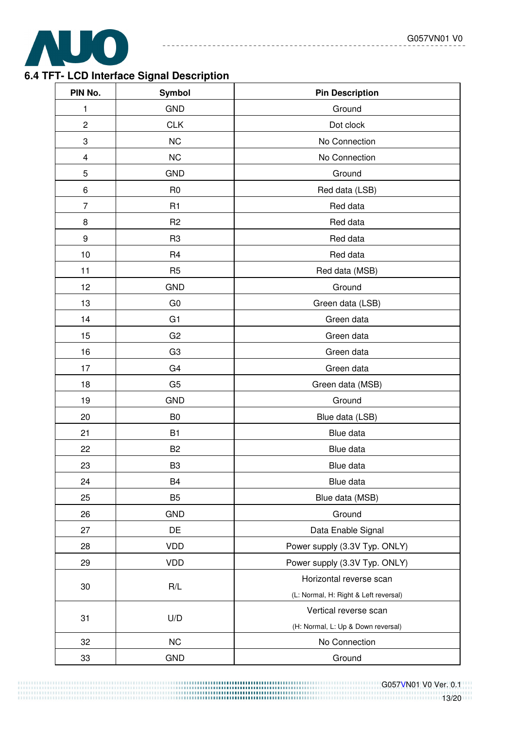## 6.4 TFT- LCD Interface Signal Description

| PIN No. | Symbol | Pin Description |
|---|---|---|
| 1 | GND | Ground |
| 2 | CLK | Dot clock |
| 3 | NC | No Connection |
| 4 | NC | No Connection |
| 5 | GND | Ground |
| 6 | R0 | Red data (LSB) |
| 7 | R1 | Red data |
| 8 | R2 | Red data |
| 9 | R3 | Red data |
| 10 | R4 | Red data |
| 11 | R5 | Red data (MSB) |
| 12 | GND | Ground |
| 13 | G0 | Green data (LSB) |
| 14 | G1 | Green data |
| 15 | G2 | Green data |
| 16 | G3 | Green data |
| 17 | G4 | Green data |
| 18 | G5 | Green data (MSB) |
| 19 | GND | Ground |
| 20 | B0 | Blue data (LSB) |
| 21 | B1 | Blue data |
| 22 | B2 | Blue data |
| 23 | B3 | Blue data |
| 24 | B4 | Blue data |
| 25 | B5 | Blue data (MSB) |
| 26 | GND | Ground |
| 27 | DE | Data Enable Signal |
| 28 | VDD | Power supply (3.3V Typ. ONLY) |
| 29 | VDD | Power supply (3.3V Typ. ONLY) |
| 30 | R/L | Horizontal reverse scan (L: Normal, H: Right & Left reversal) |
| 31 | U/D | Vertical reverse scan (H: Normal, L: Up & Down reversal) |
| 32 | NC | No Connection |
| 33 | GND | Ground |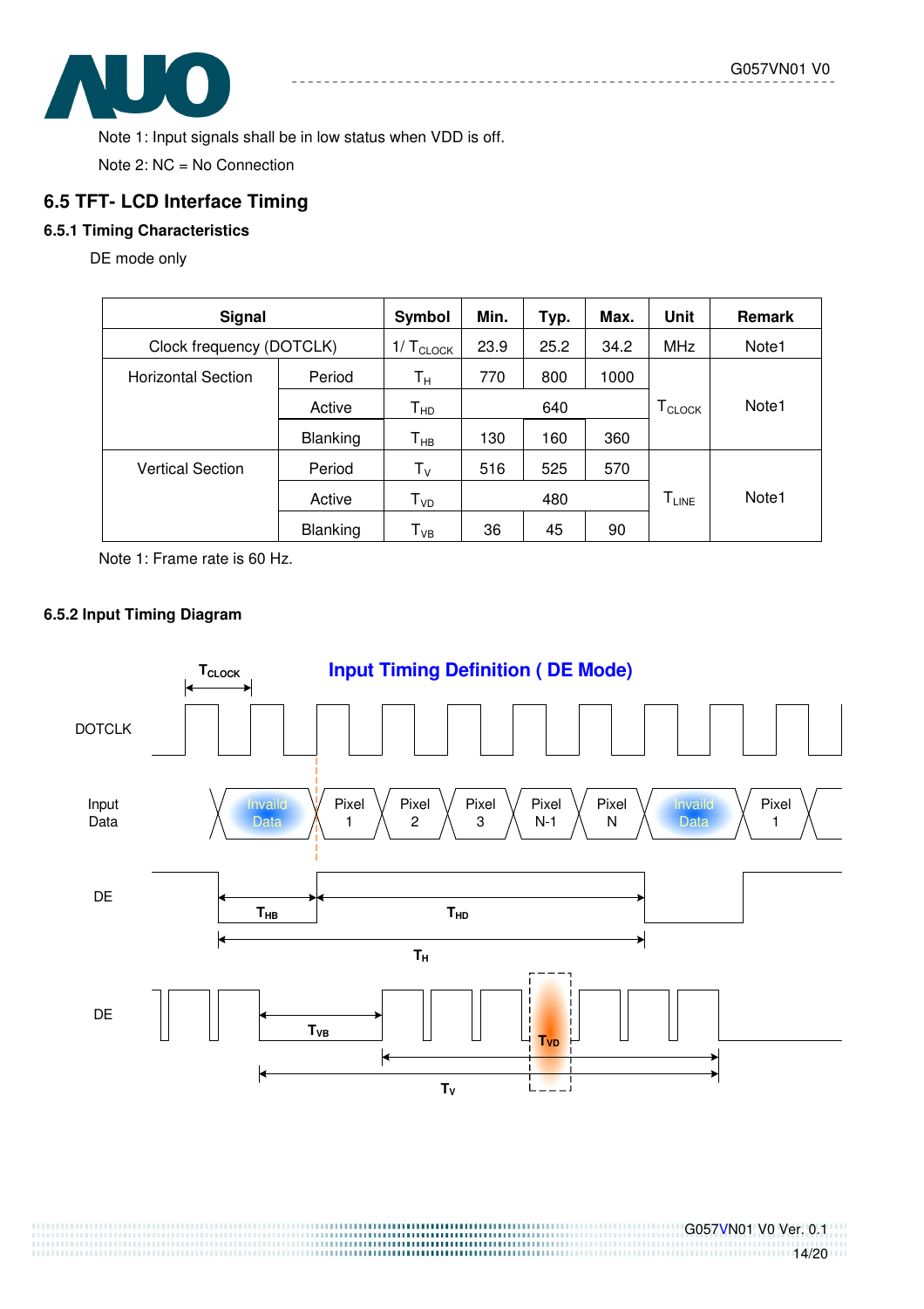Note 1: Input signals shall be in low status when VDD is off.

Note 2: NC = No Connection

## 6.5 TFT- LCD Interface Timing

### 6.5.1 Timing Characteristics

DE mode only

| Signal | | Symbol | Min. | Typ. | Max. | Unit | Remark |
|---|---|---|---|---|---|---|---|
| Clock frequency (DOTCLK) | | $1/T_{CLOCK}$ | 23.9 | 25.2 | 34.2 | MHz | Note1 |
| Horizontal Section | Period | $T_H$ | 770 | 800 | 1000 | $T_{CLOCK}$ | Note1 |
| | Active | $T_{HD}$ | | 640 | | | |
| | Blanking | $T_{HB}$ | 130 | 160 | 360 | | |
| Vertical Section | Period | $T_V$ | 516 | 525 | 570 | $T_{LINE}$ | Note1 |
| | Active | $T_{VD}$ | | 480 | | | |
| | Blanking | $T_{VB}$ | 36 | 45 | 90 | | |

Note 1: Frame rate is 60 Hz.

### 6.5.2 Input Timing Diagram

**Input Timing Definition ( DE Mode)**

DOTCLK ($T_{CLOCK}$)

Input Data: Invaild Data | Pixel 1 | Pixel 2 | Pixel 3 | Pixel N-1 | Pixel N | Invaild Data | Pixel 1

DE: $T_{HB}$, $T_{HD}$, $T_H$

DE: $T_{VB}$, $T_{VD}$, $T_V$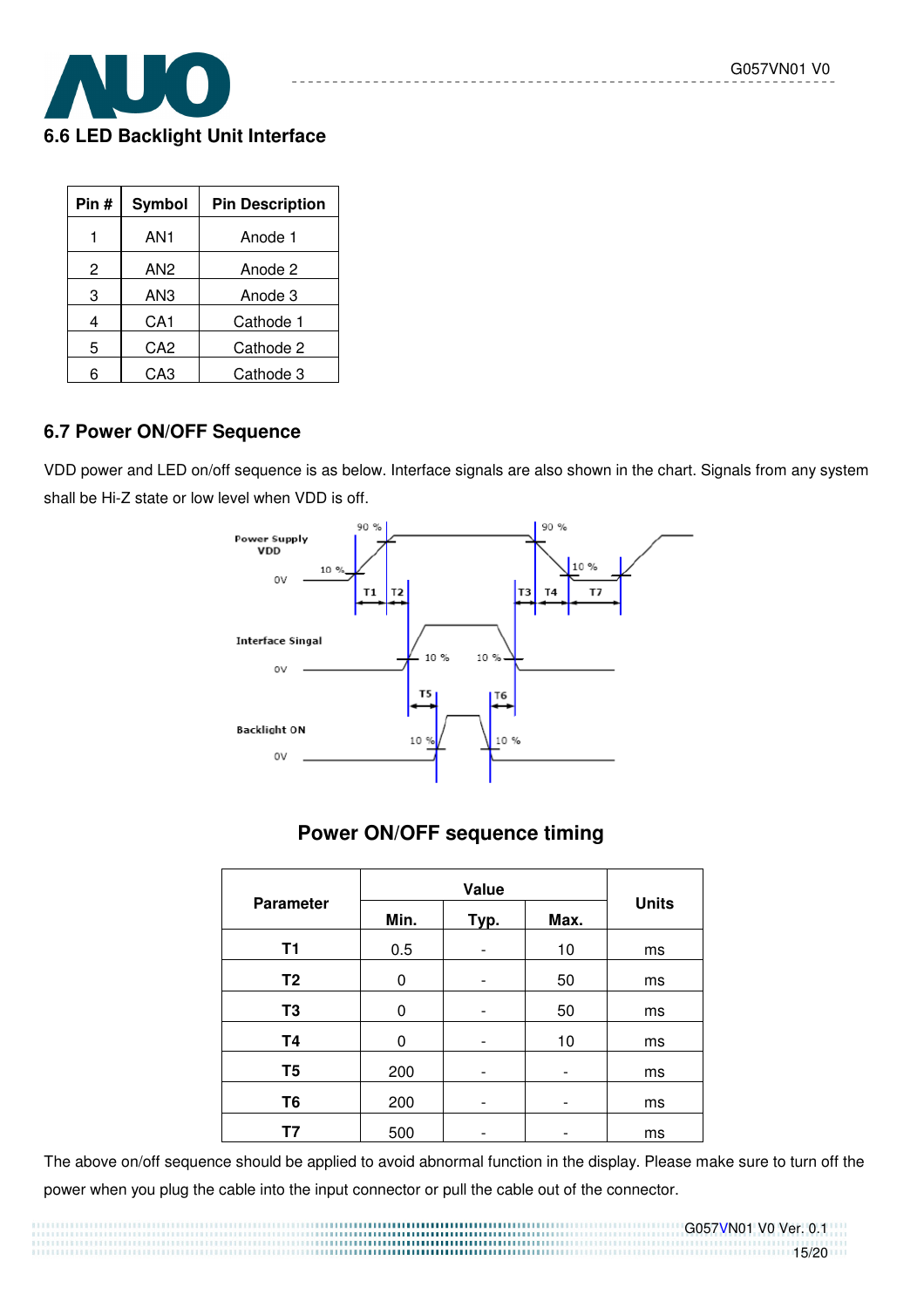## 6.6 LED Backlight Unit Interface

| Pin # | Symbol | Pin Description |
|---|---|---|
| 1 | AN1 | Anode 1 |
| 2 | AN2 | Anode 2 |
| 3 | AN3 | Anode 3 |
| 4 | CA1 | Cathode 1 |
| 5 | CA2 | Cathode 2 |
| 6 | CA3 | Cathode 3 |

## 6.7 Power ON/OFF Sequence

VDD power and LED on/off sequence is as below. Interface signals are also shown in the chart. Signals from any system shall be Hi-Z state or low level when VDD is off.

### Power ON/OFF sequence timing

| Parameter | Value | | | Units |
|---|---|---|---|---|
| | Min. | Typ. | Max. | |
| T1 | 0.5 | - | 10 | ms |
| T2 | 0 | - | 50 | ms |
| T3 | 0 | - | 50 | ms |
| T4 | 0 | - | 10 | ms |
| T5 | 200 | - | - | ms |
| T6 | 200 | - | - | ms |
| T7 | 500 | - | - | ms |

The above on/off sequence should be applied to avoid abnormal function in the display. Please make sure to turn off the power when you plug the cable into the input connector or pull the cable out of the connector.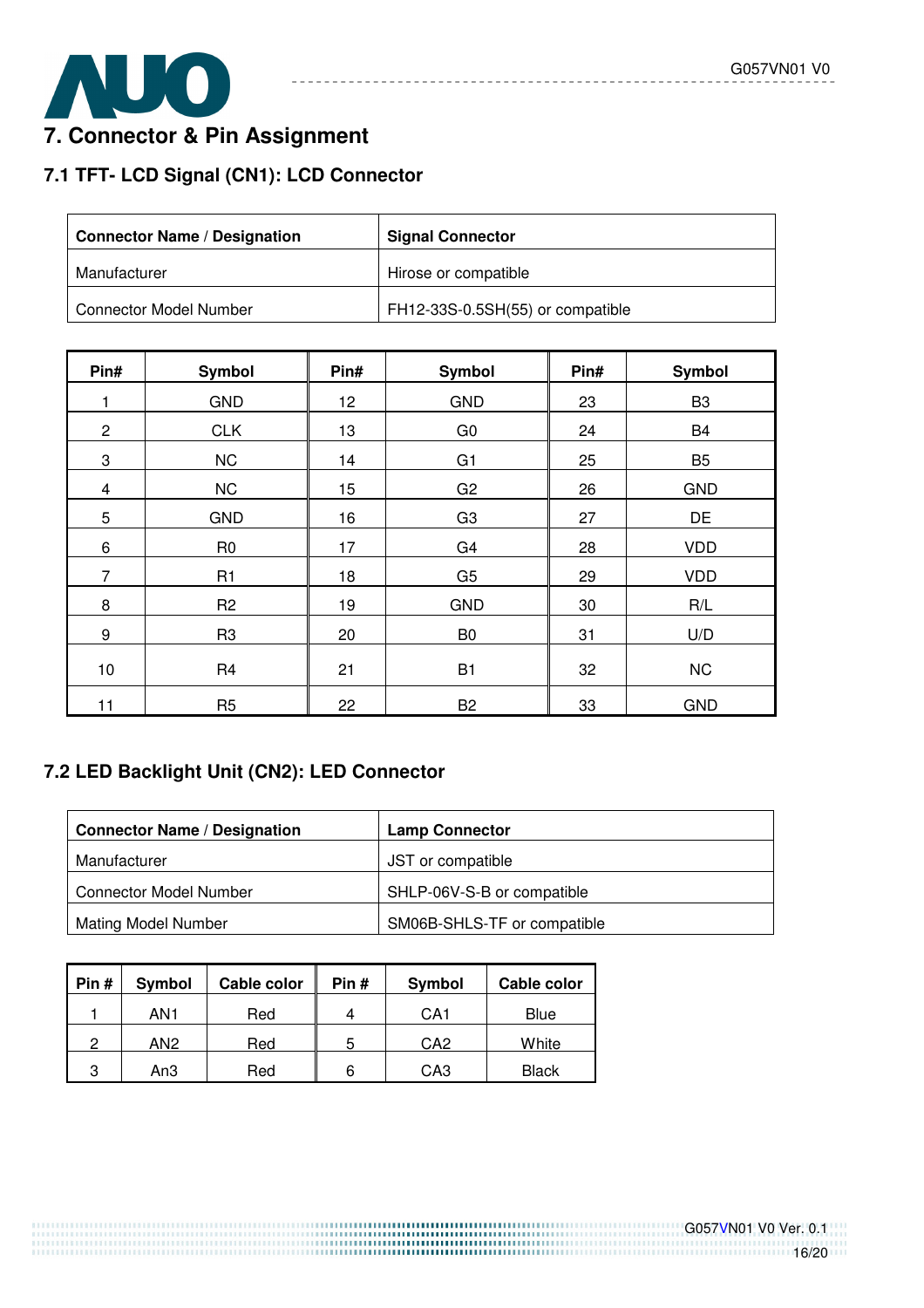## 7. Connector & Pin Assignment

### 7.1 TFT- LCD Signal (CN1): LCD Connector

| Connector Name / Designation | Signal Connector |
|---|---|
| Manufacturer | Hirose or compatible |
| Connector Model Number | FH12-33S-0.5SH(55) or compatible |

| Pin# | Symbol | Pin# | Symbol | Pin# | Symbol |
|---|---|---|---|---|---|
| 1 | GND | 12 | GND | 23 | B3 |
| 2 | CLK | 13 | G0 | 24 | B4 |
| 3 | NC | 14 | G1 | 25 | B5 |
| 4 | NC | 15 | G2 | 26 | GND |
| 5 | GND | 16 | G3 | 27 | DE |
| 6 | R0 | 17 | G4 | 28 | VDD |
| 7 | R1 | 18 | G5 | 29 | VDD |
| 8 | R2 | 19 | GND | 30 | R/L |
| 9 | R3 | 20 | B0 | 31 | U/D |
| 10 | R4 | 21 | B1 | 32 | NC |
| 11 | R5 | 22 | B2 | 33 | GND |

### 7.2 LED Backlight Unit (CN2): LED Connector

| Connector Name / Designation | Lamp Connector |
|---|---|
| Manufacturer | JST or compatible |
| Connector Model Number | SHLP-06V-S-B or compatible |
| Mating Model Number | SM06B-SHLS-TF or compatible |

| Pin # | Symbol | Cable color | Pin # | Symbol | Cable color |
|---|---|---|---|---|---|
| 1 | AN1 | Red | 4 | CA1 | Blue |
| 2 | AN2 | Red | 5 | CA2 | White |
| 3 | An3 | Red | 6 | CA3 | Black |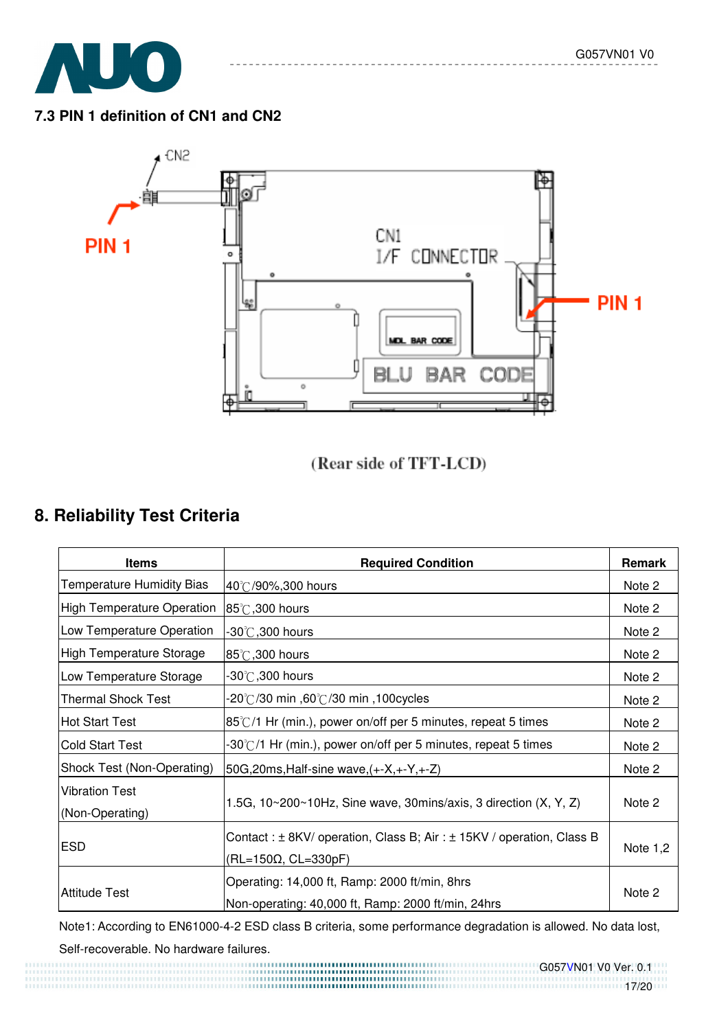## 7.3 PIN 1 definition of CN1 and CN2

CN2

PIN 1

CN1
I/F CONNECTOR

PIN 1

MDL BAR CODE

BLU BAR CODE

(Rear side of TFT-LCD)

# 8. Reliability Test Criteria

| Items | Required Condition | Remark |
|---|---|---|
| Temperature Humidity Bias | 40℃/90%,300 hours | Note 2 |
| High Temperature Operation | 85℃,300 hours | Note 2 |
| Low Temperature Operation | -30℃,300 hours | Note 2 |
| High Temperature Storage | 85℃,300 hours | Note 2 |
| Low Temperature Storage | -30℃,300 hours | Note 2 |
| Thermal Shock Test | -20℃/30 min ,60℃/30 min ,100cycles | Note 2 |
| Hot Start Test | 85℃/1 Hr (min.), power on/off per 5 minutes, repeat 5 times | Note 2 |
| Cold Start Test | -30℃/1 Hr (min.), power on/off per 5 minutes, repeat 5 times | Note 2 |
| Shock Test (Non-Operating) | 50G,20ms,Half-sine wave,(+-X,+-Y,+-Z) | Note 2 |
| Vibration Test (Non-Operating) | 1.5G, 10~200~10Hz, Sine wave, 30mins/axis, 3 direction (X, Y, Z) | Note 2 |
| ESD | Contact : ± 8KV/ operation, Class B; Air : ± 15KV / operation, Class B (RL=150Ω, CL=330pF) | Note 1,2 |
| Attitude Test | Operating: 14,000 ft, Ramp: 2000 ft/min, 8hrs<br>Non-operating: 40,000 ft, Ramp: 2000 ft/min, 24hrs | Note 2 |

Note1: According to EN61000-4-2 ESD class B criteria, some performance degradation is allowed. No data lost, Self-recoverable. No hardware failures.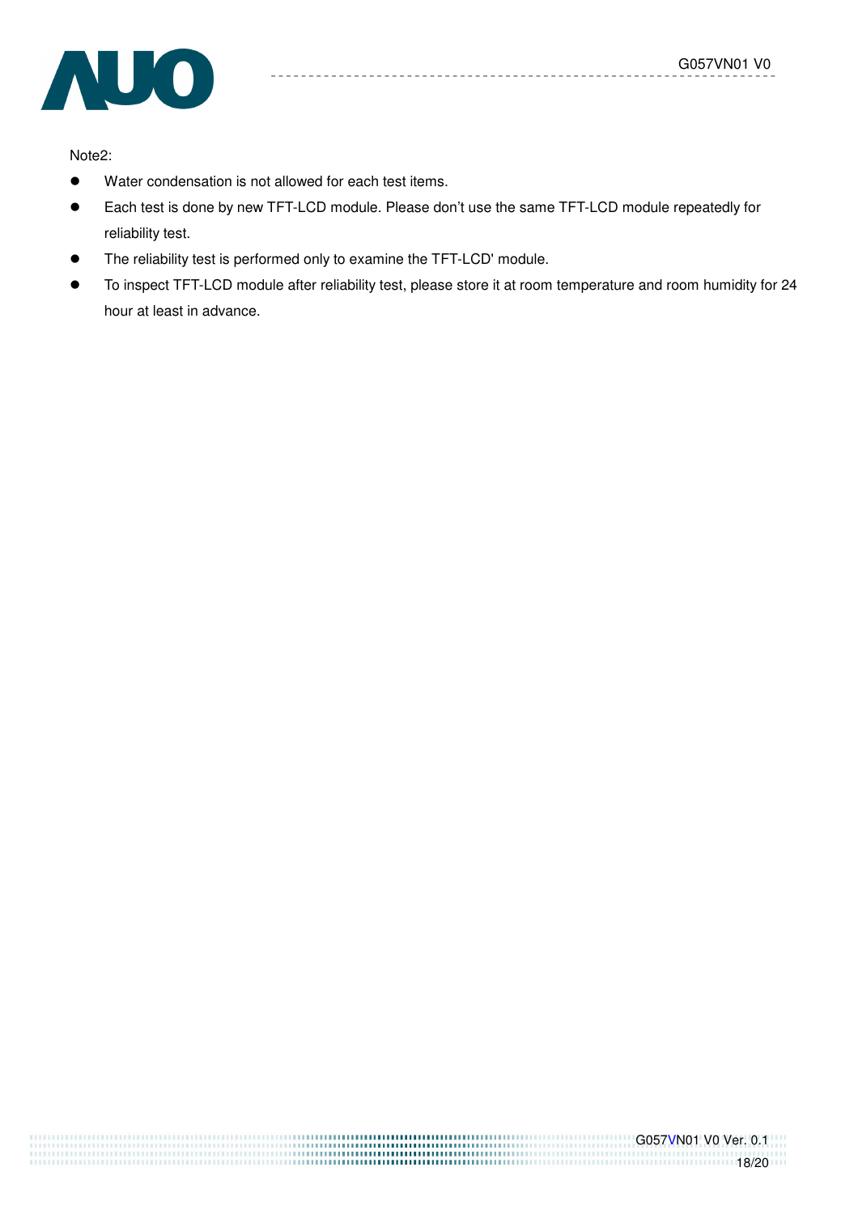Note2:

- Water condensation is not allowed for each test items.
- Each test is done by new TFT-LCD module. Please don't use the same TFT-LCD module repeatedly for reliability test.
- The reliability test is performed only to examine the TFT-LCD' module.
- To inspect TFT-LCD module after reliability test, please store it at room temperature and room humidity for 24 hour at least in advance.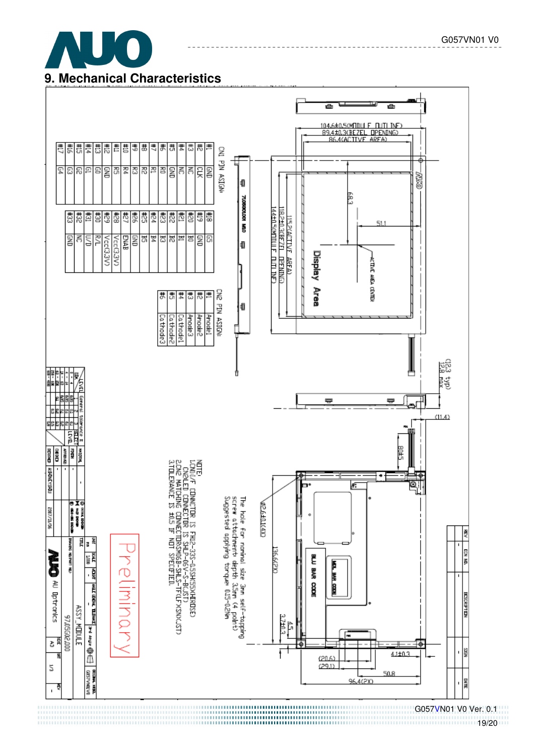# 9. Mechanical Characteristics

CN1 PIN ASIGN:

| Pin | Signal | Pin | Signal |
|---|---|---|---|
| #1 | GND | #18 | G5 |
| #2 | CLK | #19 | GND |
| #3 | NC | #20 | B0 |
| #4 | NC | #21 | B1 |
| #5 | GND | #22 | B2 |
| #6 | R0 | #23 | B3 |
| #7 | R1 | #24 | B4 |
| #8 | R2 | #25 | B5 |
| #9 | R3 | #26 | GND |
| #10 | R4 | #27 | ENAB |
| #11 | R5 | #28 | Vcc(3.3V) |
| #12 | GND | #29 | Vcc(3.3V) |
| #13 | G0 | #30 | R/L |
| #14 | G1 | #31 | U/D |
| #15 | G2 | #32 | NC |
| #16 | G3 | #33 | GND |
| #17 | G4 | | |

CN2 PIN ASIGN:

| Pin | Signal |
|---|---|
| #1 | Anode1 |
| #2 | Anode2 |
| #3 | Anode3 |
| #4 | Cathode1 |
| #5 | Cathode2 |
| #6 | Cathode3 |

Dimensions: 104.6±0.5(MODULE OUTLINE), 89.4±0.3(BEZEL OPENING), 86.4(ACTIVE AREA), 115.2(ACTIVE AREA), 118.2±0.3(BEZEL OPENING), 144±0.5(MODULE OUTLINE), 68.3, 51.1, ACTIVE AREA CENTER, Display Area, (12.3 typ) 12.8 max, (11.4), 80±5, Ø2.6±0.1(4X), 136.6(2X), 4.5, 3.7±0.3, 4.1±0.3, (20.6), (29.1), 50.8, 96.4(2X), BLU BAR CODE, MDL BAR CODE

The hole for nominal size 3mm self-tapping screw attachment depth 3.5mm (4 point) Suggested applying torque 0.15~0.2Nm

NOTE:
1.CN1:I/F CONNECTOR IS FH12-33S-0.5SH(55)(HIROSE)
CN2:LED CONNECTOR IS SHLP-06V-S-B(JST)
2.CN2 MATCHING CONNECTOR:SM06B-SHLS-TF(LF)(SN)(JST)
3.TOLERANCE IS ±0.5 IF NOT SPECIFIED.

Preliminary

TITLE: ASSY_MODULE
DRAWING NO.: 97.05G02.000
ORIGINAL MODEL: G057VN01 V0
SIZE: A3, SHT: 1/3
AU Optronics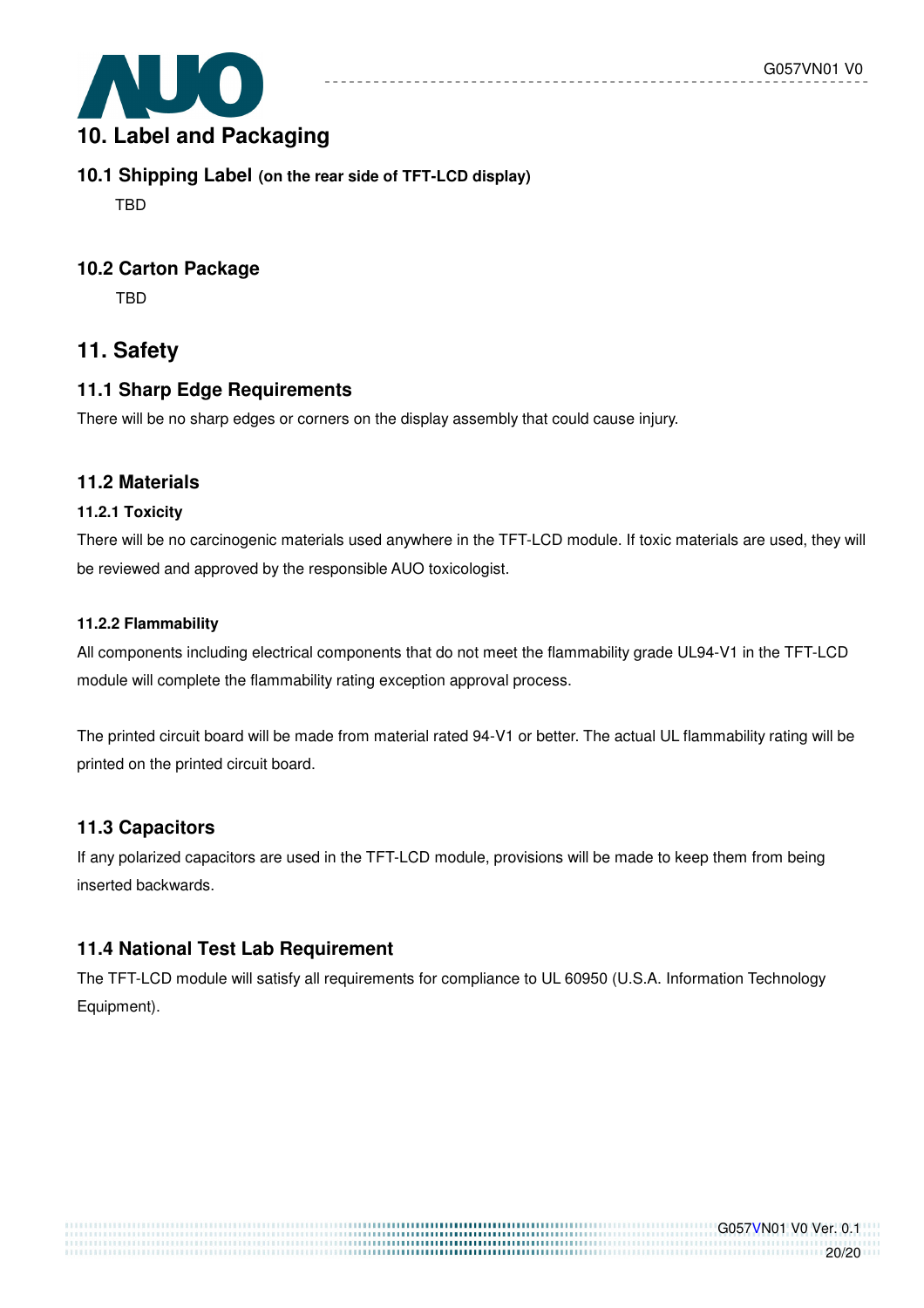# 10. Label and Packaging

## 10.1 Shipping Label (on the rear side of TFT-LCD display)

TBD

## 10.2 Carton Package

TBD

# 11. Safety

## 11.1 Sharp Edge Requirements

There will be no sharp edges or corners on the display assembly that could cause injury.

## 11.2 Materials

### 11.2.1 Toxicity

There will be no carcinogenic materials used anywhere in the TFT-LCD module. If toxic materials are used, they will be reviewed and approved by the responsible AUO toxicologist.

### 11.2.2 Flammability

All components including electrical components that do not meet the flammability grade UL94-V1 in the TFT-LCD module will complete the flammability rating exception approval process.

The printed circuit board will be made from material rated 94-V1 or better. The actual UL flammability rating will be printed on the printed circuit board.

## 11.3 Capacitors

If any polarized capacitors are used in the TFT-LCD module, provisions will be made to keep them from being inserted backwards.

## 11.4 National Test Lab Requirement

The TFT-LCD module will satisfy all requirements for compliance to UL 60950 (U.S.A. Information Technology Equipment).